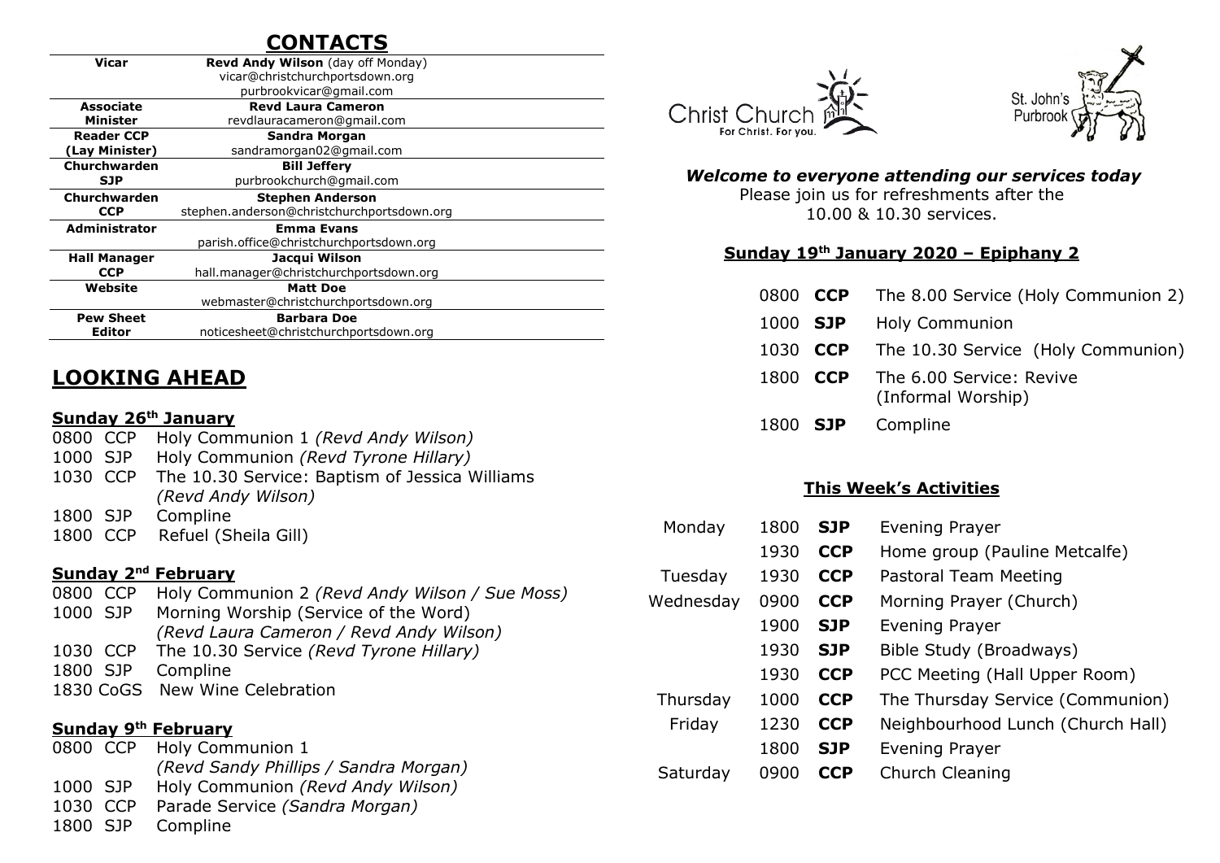# CONTACTS

| | |
|---|---|
| **Vicar** | **Revd Andy Wilson** (day off Monday)<br>vicar@christchurchportsdown.org<br>purbrookvicar@gmail.com |
| **Associate Minister** | **Revd Laura Cameron**<br>revdlauracameron@gmail.com |
| **Reader CCP (Lay Minister)** | **Sandra Morgan**<br>sandramorgan02@gmail.com |
| **Churchwarden SJP** | **Bill Jeffery**<br>purbrookchurch@gmail.com |
| **Churchwarden CCP** | **Stephen Anderson**<br>stephen.anderson@christchurchportsdown.org |
| **Administrator** | **Emma Evans**<br>parish.office@christchurchportsdown.org |
| **Hall Manager CCP** | **Jacqui Wilson**<br>hall.manager@christchurchportsdown.org |
| **Website** | **Matt Doe**<br>webmaster@christchurchportsdown.org |
| **Pew Sheet Editor** | **Barbara Doe**<br>noticesheet@christchurchportsdown.org |

## LOOKING AHEAD

### Sunday 26th January

0800 CCP Holy Communion 1 *(Revd Andy Wilson)*
1000 SJP Holy Communion *(Revd Tyrone Hillary)*
1030 CCP The 10.30 Service: Baptism of Jessica Williams *(Revd Andy Wilson)*
1800 SJP Compline
1800 CCP Refuel (Sheila Gill)

### Sunday 2nd February

0800 CCP Holy Communion 2 *(Revd Andy Wilson / Sue Moss)*
1000 SJP Morning Worship (Service of the Word) *(Revd Laura Cameron / Revd Andy Wilson)*
1030 CCP The 10.30 Service *(Revd Tyrone Hillary)*
1800 SJP Compline
1830 CoGS New Wine Celebration

### Sunday 9th February

0800 CCP Holy Communion 1 *(Revd Sandy Phillips / Sandra Morgan)*
1000 SJP Holy Communion *(Revd Andy Wilson)*
1030 CCP Parade Service *(Sandra Morgan)*
1800 SJP Compline

Christ Church — For Christ. For you.

St. John's Purbrook

***Welcome to everyone attending our services today***

Please join us for refreshments after the 10.00 & 10.30 services.

### Sunday 19th January 2020 – Epiphany 2

| | | |
|---|---|---|
| 0800 | **CCP** | The 8.00 Service (Holy Communion 2) |
| 1000 | **SJP** | Holy Communion |
| 1030 | **CCP** | The 10.30 Service (Holy Communion) |
| 1800 | **CCP** | The 6.00 Service: Revive (Informal Worship) |
| 1800 | **SJP** | Compline |

### This Week's Activities

| | | | |
|---|---|---|---|
| Monday | 1800 | **SJP** | Evening Prayer |
| | 1930 | **CCP** | Home group (Pauline Metcalfe) |
| Tuesday | 1930 | **CCP** | Pastoral Team Meeting |
| Wednesday | 0900 | **CCP** | Morning Prayer (Church) |
| | 1900 | **SJP** | Evening Prayer |
| | 1930 | **SJP** | Bible Study (Broadways) |
| | 1930 | **CCP** | PCC Meeting (Hall Upper Room) |
| Thursday | 1000 | **CCP** | The Thursday Service (Communion) |
| Friday | 1230 | **CCP** | Neighbourhood Lunch (Church Hall) |
| | 1800 | **SJP** | Evening Prayer |
| Saturday | 0900 | **CCP** | Church Cleaning |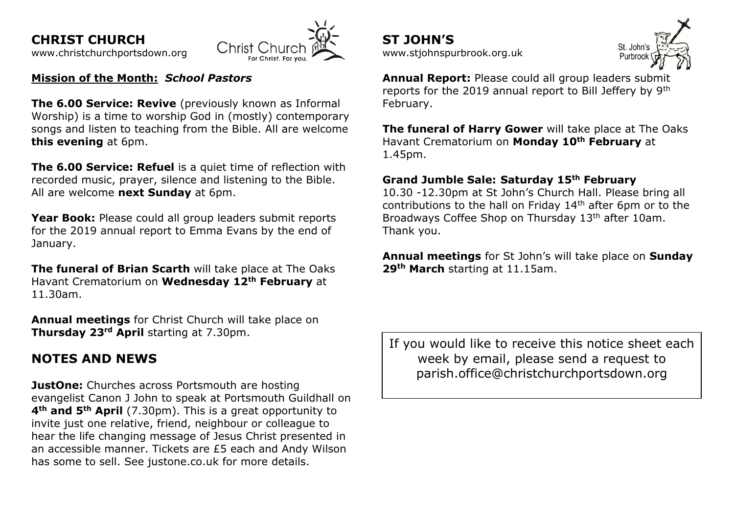# CHRIST CHURCH

www.christchurchportsdown.org

**Mission of the Month:** ***School Pastors***

**The 6.00 Service: Revive** (previously known as Informal Worship) is a time to worship God in (mostly) contemporary songs and listen to teaching from the Bible. All are welcome **this evening** at 6pm.

**The 6.00 Service: Refuel** is a quiet time of reflection with recorded music, prayer, silence and listening to the Bible. All are welcome **next Sunday** at 6pm.

**Year Book:** Please could all group leaders submit reports for the 2019 annual report to Emma Evans by the end of January.

**The funeral of Brian Scarth** will take place at The Oaks Havant Crematorium on **Wednesday 12th February** at 11.30am.

**Annual meetings** for Christ Church will take place on **Thursday 23rd April** starting at 7.30pm.

## NOTES AND NEWS

**JustOne:** Churches across Portsmouth are hosting evangelist Canon J John to speak at Portsmouth Guildhall on **4th and 5th April** (7.30pm). This is a great opportunity to invite just one relative, friend, neighbour or colleague to hear the life changing message of Jesus Christ presented in an accessible manner. Tickets are £5 each and Andy Wilson has some to sell. See justone.co.uk for more details.

# ST JOHN'S

www.stjohnspurbrook.org.uk

**Annual Report:** Please could all group leaders submit reports for the 2019 annual report to Bill Jeffery by 9th February.

**The funeral of Harry Gower** will take place at The Oaks Havant Crematorium on **Monday 10th February** at 1.45pm.

**Grand Jumble Sale: Saturday 15th February**
10.30 -12.30pm at St John's Church Hall. Please bring all contributions to the hall on Friday 14th after 6pm or to the Broadways Coffee Shop on Thursday 13th after 10am. Thank you.

**Annual meetings** for St John's will take place on **Sunday 29th March** starting at 11.15am.

If you would like to receive this notice sheet each week by email, please send a request to parish.office@christchurchportsdown.org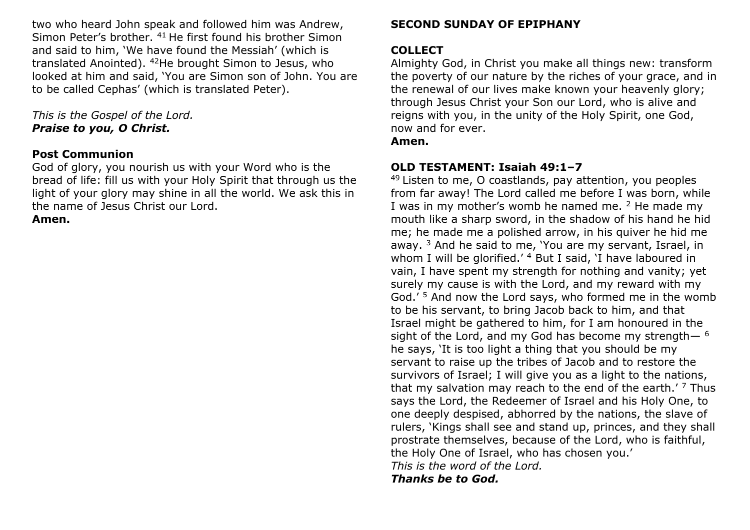two who heard John speak and followed him was Andrew, Simon Peter's brother. [41] He first found his brother Simon and said to him, 'We have found the Messiah' (which is translated Anointed). [42]He brought Simon to Jesus, who looked at him and said, 'You are Simon son of John. You are to be called Cephas' (which is translated Peter).

*This is the Gospel of the Lord.*
***Praise to you, O Christ.***

**Post Communion**
God of glory, you nourish us with your Word who is the bread of life: fill us with your Holy Spirit that through us the light of your glory may shine in all the world. We ask this in the name of Jesus Christ our Lord.
**Amen.**

**SECOND SUNDAY OF EPIPHANY**

**COLLECT**
Almighty God, in Christ you make all things new: transform the poverty of our nature by the riches of your grace, and in the renewal of our lives make known your heavenly glory; through Jesus Christ your Son our Lord, who is alive and reigns with you, in the unity of the Holy Spirit, one God, now and for ever.
**Amen.**

**OLD TESTAMENT: Isaiah 49:1–7**
[49] Listen to me, O coastlands, pay attention, you peoples from far away! The Lord called me before I was born, while I was in my mother's womb he named me. [2] He made my mouth like a sharp sword, in the shadow of his hand he hid me; he made me a polished arrow, in his quiver he hid me away. [3] And he said to me, 'You are my servant, Israel, in whom I will be glorified.' [4] But I said, 'I have laboured in vain, I have spent my strength for nothing and vanity; yet surely my cause is with the Lord, and my reward with my God.' [5] And now the Lord says, who formed me in the womb to be his servant, to bring Jacob back to him, and that Israel might be gathered to him, for I am honoured in the sight of the Lord, and my God has become my strength— [6] he says, 'It is too light a thing that you should be my servant to raise up the tribes of Jacob and to restore the survivors of Israel; I will give you as a light to the nations, that my salvation may reach to the end of the earth.' [7] Thus says the Lord, the Redeemer of Israel and his Holy One, to one deeply despised, abhorred by the nations, the slave of rulers, 'Kings shall see and stand up, princes, and they shall prostrate themselves, because of the Lord, who is faithful, the Holy One of Israel, who has chosen you.'
*This is the word of the Lord.*
***Thanks be to God.***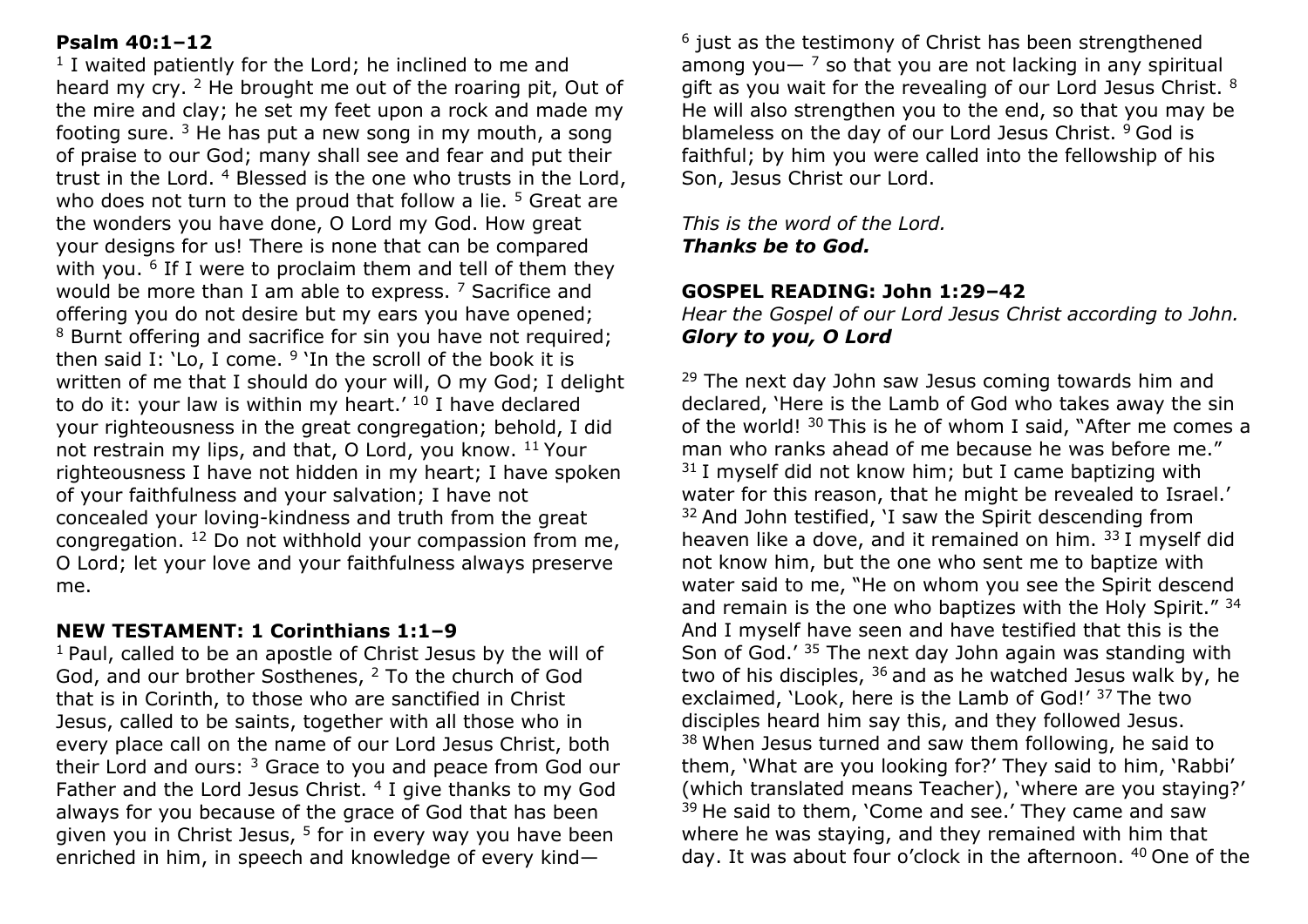**Psalm 40:1–12**

[1] I waited patiently for the Lord; he inclined to me and heard my cry. [2] He brought me out of the roaring pit, Out of the mire and clay; he set my feet upon a rock and made my footing sure. [3] He has put a new song in my mouth, a song of praise to our God; many shall see and fear and put their trust in the Lord. [4] Blessed is the one who trusts in the Lord, who does not turn to the proud that follow a lie. [5] Great are the wonders you have done, O Lord my God. How great your designs for us! There is none that can be compared with you. [6] If I were to proclaim them and tell of them they would be more than I am able to express. [7] Sacrifice and offering you do not desire but my ears you have opened; [8] Burnt offering and sacrifice for sin you have not required; then said I: 'Lo, I come. [9] 'In the scroll of the book it is written of me that I should do your will, O my God; I delight to do it: your law is within my heart.' [10] I have declared your righteousness in the great congregation; behold, I did not restrain my lips, and that, O Lord, you know. [11] Your righteousness I have not hidden in my heart; I have spoken of your faithfulness and your salvation; I have not concealed your loving-kindness and truth from the great congregation. [12] Do not withhold your compassion from me, O Lord; let your love and your faithfulness always preserve me.

**NEW TESTAMENT: 1 Corinthians 1:1–9**

[1] Paul, called to be an apostle of Christ Jesus by the will of God, and our brother Sosthenes, [2] To the church of God that is in Corinth, to those who are sanctified in Christ Jesus, called to be saints, together with all those who in every place call on the name of our Lord Jesus Christ, both their Lord and ours: [3] Grace to you and peace from God our Father and the Lord Jesus Christ. [4] I give thanks to my God always for you because of the grace of God that has been given you in Christ Jesus, [5] for in every way you have been enriched in him, in speech and knowledge of every kind— [6] just as the testimony of Christ has been strengthened among you— [7] so that you are not lacking in any spiritual gift as you wait for the revealing of our Lord Jesus Christ. [8] He will also strengthen you to the end, so that you may be blameless on the day of our Lord Jesus Christ. [9] God is faithful; by him you were called into the fellowship of his Son, Jesus Christ our Lord.

*This is the word of the Lord.*
***Thanks be to God.***

**GOSPEL READING: John 1:29–42**

*Hear the Gospel of our Lord Jesus Christ according to John.*
***Glory to you, O Lord***

[29] The next day John saw Jesus coming towards him and declared, 'Here is the Lamb of God who takes away the sin of the world! [30] This is he of whom I said, "After me comes a man who ranks ahead of me because he was before me." [31] I myself did not know him; but I came baptizing with water for this reason, that he might be revealed to Israel.' [32] And John testified, 'I saw the Spirit descending from heaven like a dove, and it remained on him. [33] I myself did not know him, but the one who sent me to baptize with water said to me, "He on whom you see the Spirit descend and remain is the one who baptizes with the Holy Spirit." [34] And I myself have seen and have testified that this is the Son of God.' [35] The next day John again was standing with two of his disciples, [36] and as he watched Jesus walk by, he exclaimed, 'Look, here is the Lamb of God!' [37] The two disciples heard him say this, and they followed Jesus. [38] When Jesus turned and saw them following, he said to them, 'What are you looking for?' They said to him, 'Rabbi' (which translated means Teacher), 'where are you staying?' [39] He said to them, 'Come and see.' They came and saw where he was staying, and they remained with him that day. It was about four o'clock in the afternoon. [40] One of the